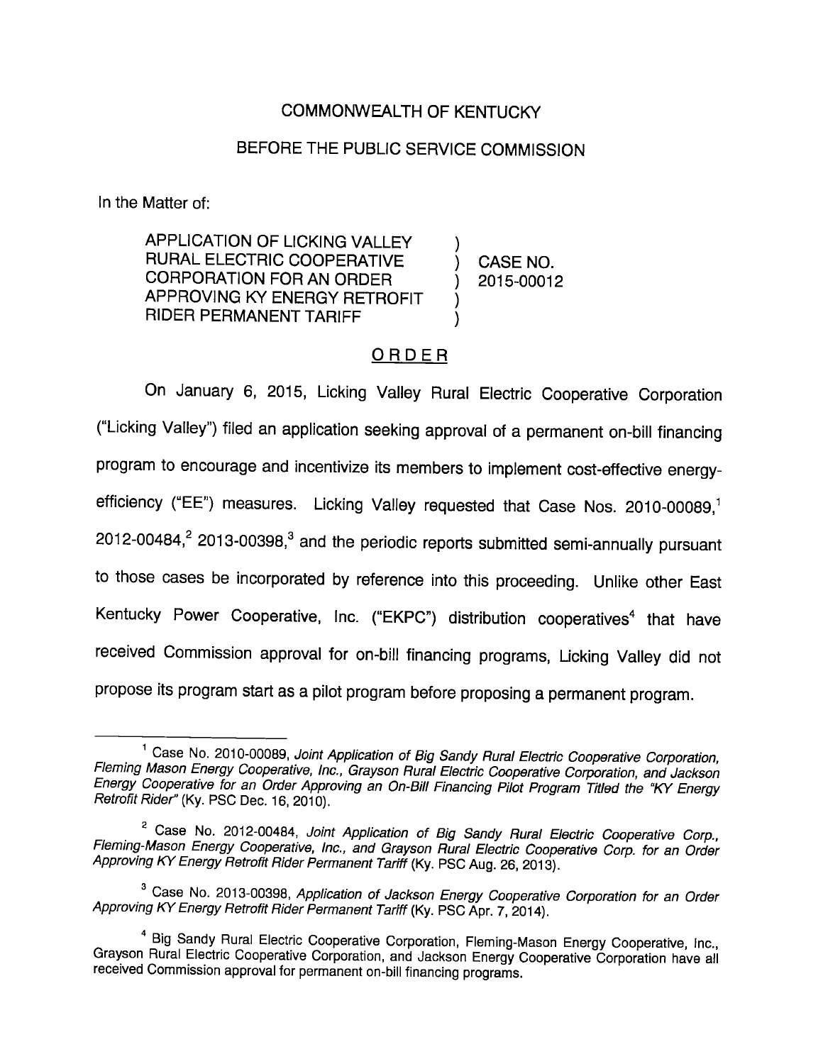COMMONWEALTH OF KENTUCKY

BEFORE THE PUBLIC SERVICE COMMISSION

In the Matter of:

| | | |
|---|---|---|
| APPLICATION OF LICKING VALLEY RURAL ELECTRIC COOPERATIVE CORPORATION FOR AN ORDER APPROVING KY ENERGY RETROFIT RIDER PERMANENT TARIFF | ) ) ) ) ) | CASE NO. 2015-00012 |

## ORDER

On January 6, 2015, Licking Valley Rural Electric Cooperative Corporation ("Licking Valley") filed an application seeking approval of a permanent on-bill financing program to encourage and incentivize its members to implement cost-effective energy-efficiency ("EE") measures. Licking Valley requested that Case Nos. 2010-00089,[1] 2012-00484,[2] 2013-00398,[3] and the periodic reports submitted semi-annually pursuant to those cases be incorporated by reference into this proceeding. Unlike other East Kentucky Power Cooperative, Inc. ("EKPC") distribution cooperatives[4] that have received Commission approval for on-bill financing programs, Licking Valley did not propose its program start as a pilot program before proposing a permanent program.

---

[1] Case No. 2010-00089, *Joint Application of Big Sandy Rural Electric Cooperative Corporation, Fleming Mason Energy Cooperative, Inc., Grayson Rural Electric Cooperative Corporation, and Jackson Energy Cooperative for an Order Approving an On-Bill Financing Pilot Program Titled the "KY Energy Retrofit Rider"* (Ky. PSC Dec. 16, 2010).

[2] Case No. 2012-00484, *Joint Application of Big Sandy Rural Electric Cooperative Corp., Fleming-Mason Energy Cooperative, Inc., and Grayson Rural Electric Cooperative Corp. for an Order Approving KY Energy Retrofit Rider Permanent Tariff* (Ky. PSC Aug. 26, 2013).

[3] Case No. 2013-00398, *Application of Jackson Energy Cooperative Corporation for an Order Approving KY Energy Retrofit Rider Permanent Tariff* (Ky. PSC Apr. 7, 2014).

[4] Big Sandy Rural Electric Cooperative Corporation, Fleming-Mason Energy Cooperative, Inc., Grayson Rural Electric Cooperative Corporation, and Jackson Energy Cooperative Corporation have all received Commission approval for permanent on-bill financing programs.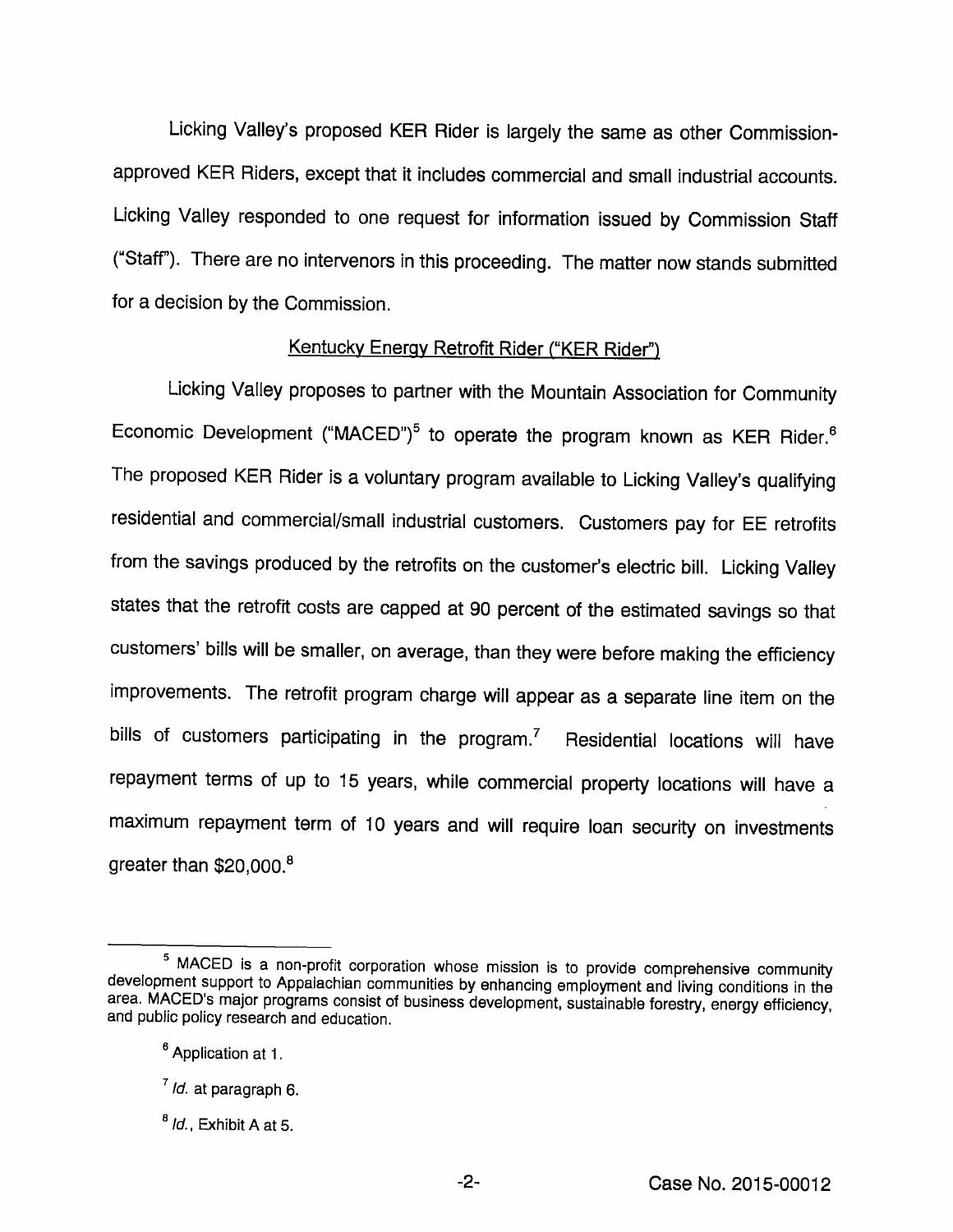Licking Valley's proposed KER Rider is largely the same as other Commission-approved KER Riders, except that it includes commercial and small industrial accounts. Licking Valley responded to one request for information issued by Commission Staff ("Staff"). There are no intervenors in this proceeding. The matter now stands submitted for a decision by the Commission.

## Kentucky Energy Retrofit Rider ("KER Rider")

Licking Valley proposes to partner with the Mountain Association for Community Economic Development ("MACED")[5] to operate the program known as KER Rider.[6] The proposed KER Rider is a voluntary program available to Licking Valley's qualifying residential and commercial/small industrial customers. Customers pay for EE retrofits from the savings produced by the retrofits on the customer's electric bill. Licking Valley states that the retrofit costs are capped at 90 percent of the estimated savings so that customers' bills will be smaller, on average, than they were before making the efficiency improvements. The retrofit program charge will appear as a separate line item on the bills of customers participating in the program.[7] Residential locations will have repayment terms of up to 15 years, while commercial property locations will have a maximum repayment term of 10 years and will require loan security on investments greater than $20,000.[8]

---

[5] MACED is a non-profit corporation whose mission is to provide comprehensive community development support to Appalachian communities by enhancing employment and living conditions in the area. MACED's major programs consist of business development, sustainable forestry, energy efficiency, and public policy research and education.

[6] Application at 1.

[7] *Id.* at paragraph 6.

[8] *Id.*, Exhibit A at 5.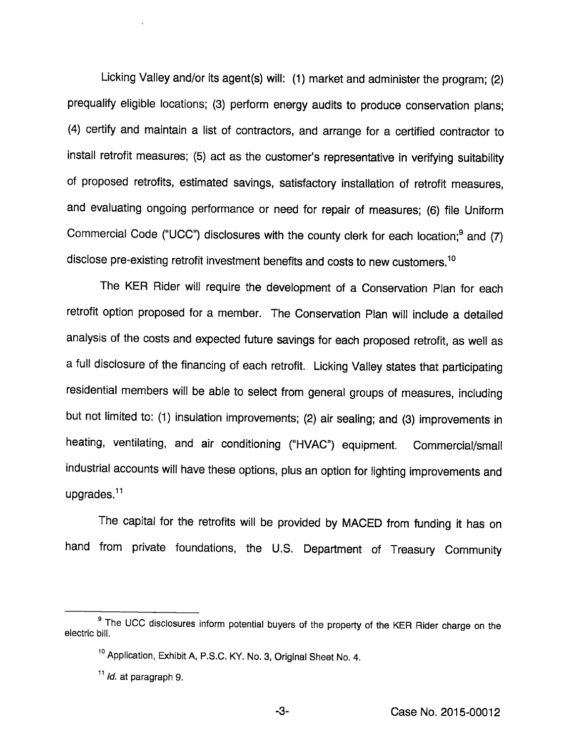Licking Valley and/or its agent(s) will: (1) market and administer the program; (2) prequalify eligible locations; (3) perform energy audits to produce conservation plans; (4) certify and maintain a list of contractors, and arrange for a certified contractor to install retrofit measures; (5) act as the customer's representative in verifying suitability of proposed retrofits, estimated savings, satisfactory installation of retrofit measures, and evaluating ongoing performance or need for repair of measures; (6) file Uniform Commercial Code ("UCC") disclosures with the county clerk for each location;[9] and (7) disclose pre-existing retrofit investment benefits and costs to new customers.[10]

The KER Rider will require the development of a Conservation Plan for each retrofit option proposed for a member. The Conservation Plan will include a detailed analysis of the costs and expected future savings for each proposed retrofit, as well as a full disclosure of the financing of each retrofit. Licking Valley states that participating residential members will be able to select from general groups of measures, including but not limited to: (1) insulation improvements; (2) air sealing; and (3) improvements in heating, ventilating, and air conditioning ("HVAC") equipment. Commercial/small industrial accounts will have these options, plus an option for lighting improvements and upgrades.[11]

The capital for the retrofits will be provided by MACED from funding it has on hand from private foundations, the U.S. Department of Treasury Community

---

[9] The UCC disclosures inform potential buyers of the property of the KER Rider charge on the electric bill.

[10] Application, Exhibit A, P.S.C. KY. No. 3, Original Sheet No. 4.

[11] *Id.* at paragraph 9.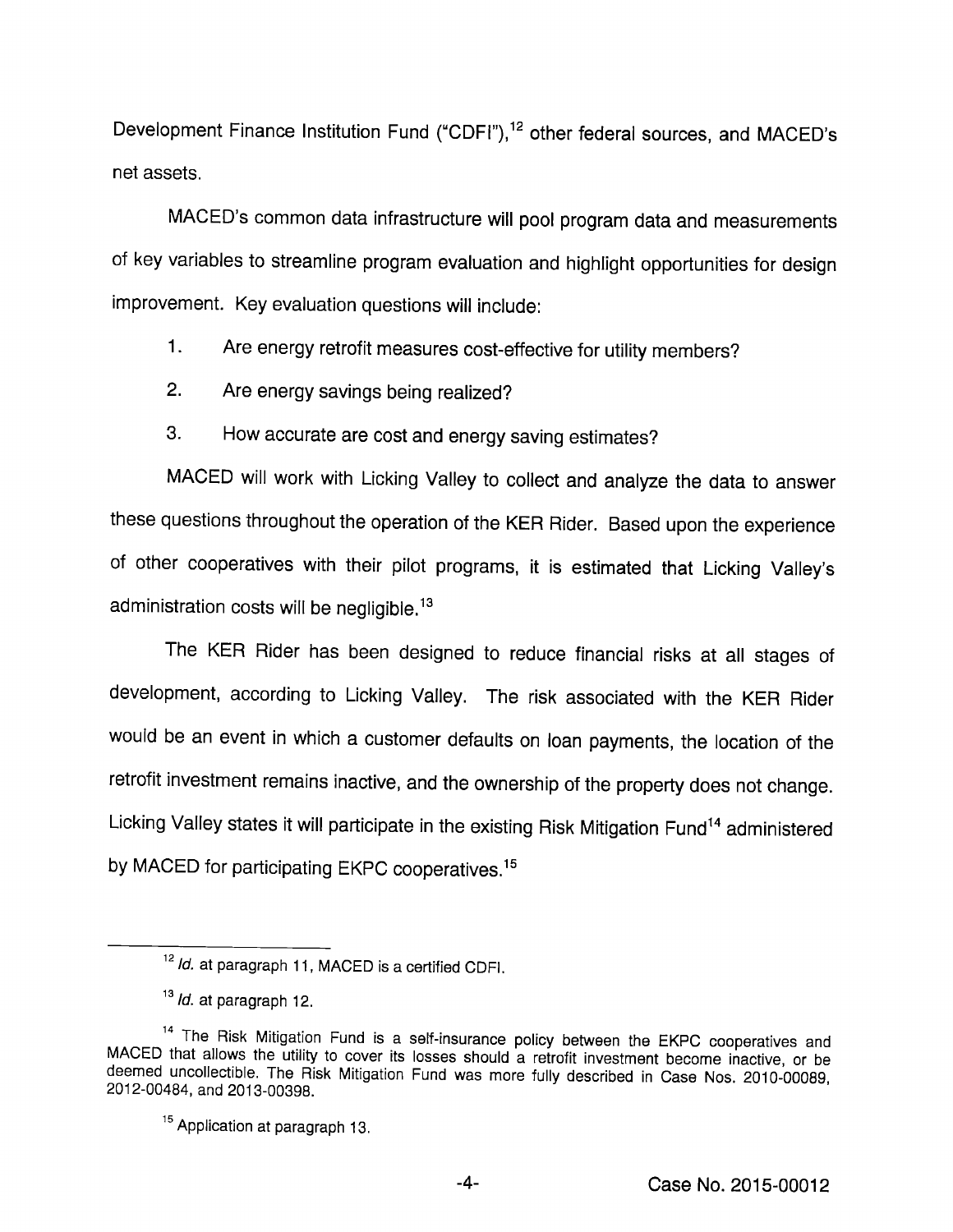Development Finance Institution Fund ("CDFI"),[12] other federal sources, and MACED's net assets.

MACED's common data infrastructure will pool program data and measurements of key variables to streamline program evaluation and highlight opportunities for design improvement. Key evaluation questions will include:

1. Are energy retrofit measures cost-effective for utility members?
2. Are energy savings being realized?
3. How accurate are cost and energy saving estimates?

MACED will work with Licking Valley to collect and analyze the data to answer these questions throughout the operation of the KER Rider. Based upon the experience of other cooperatives with their pilot programs, it is estimated that Licking Valley's administration costs will be negligible.[13]

The KER Rider has been designed to reduce financial risks at all stages of development, according to Licking Valley. The risk associated with the KER Rider would be an event in which a customer defaults on loan payments, the location of the retrofit investment remains inactive, and the ownership of the property does not change. Licking Valley states it will participate in the existing Risk Mitigation Fund[14] administered by MACED for participating EKPC cooperatives.[15]

---

[12] *Id.* at paragraph 11, MACED is a certified CDFI.

[13] *Id.* at paragraph 12.

[14] The Risk Mitigation Fund is a self-insurance policy between the EKPC cooperatives and MACED that allows the utility to cover its losses should a retrofit investment become inactive, or be deemed uncollectible. The Risk Mitigation Fund was more fully described in Case Nos. 2010-00089, 2012-00484, and 2013-00398.

[15] Application at paragraph 13.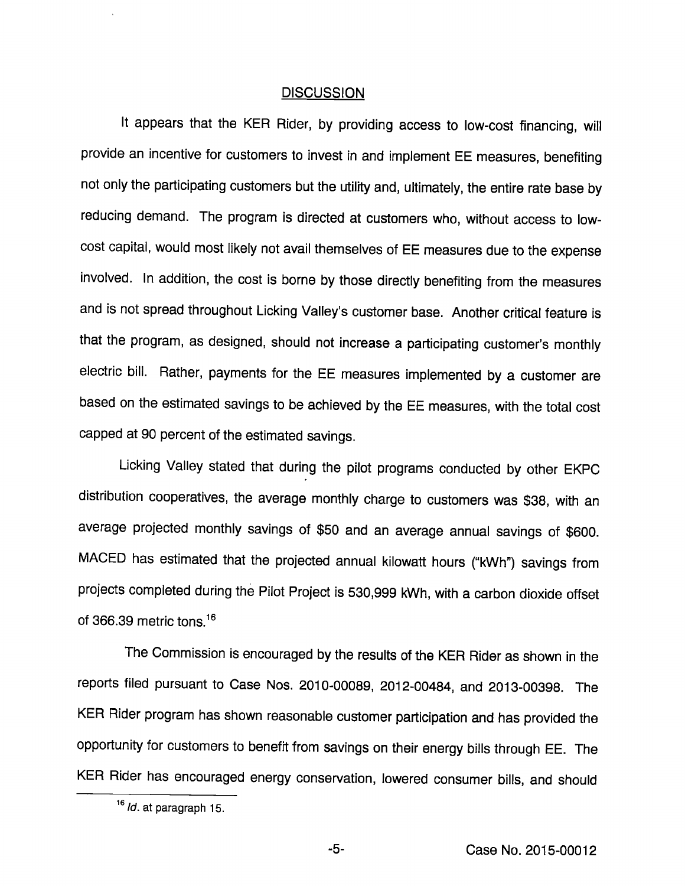## DISCUSSION

It appears that the KER Rider, by providing access to low-cost financing, will provide an incentive for customers to invest in and implement EE measures, benefiting not only the participating customers but the utility and, ultimately, the entire rate base by reducing demand. The program is directed at customers who, without access to low-cost capital, would most likely not avail themselves of EE measures due to the expense involved. In addition, the cost is borne by those directly benefiting from the measures and is not spread throughout Licking Valley's customer base. Another critical feature is that the program, as designed, should not increase a participating customer's monthly electric bill. Rather, payments for the EE measures implemented by a customer are based on the estimated savings to be achieved by the EE measures, with the total cost capped at 90 percent of the estimated savings.

Licking Valley stated that during the pilot programs conducted by other EKPC distribution cooperatives, the average monthly charge to customers was $38, with an average projected monthly savings of $50 and an average annual savings of $600. MACED has estimated that the projected annual kilowatt hours ("kWh") savings from projects completed during the Pilot Project is 530,999 kWh, with a carbon dioxide offset of 366.39 metric tons.[16]

The Commission is encouraged by the results of the KER Rider as shown in the reports filed pursuant to Case Nos. 2010-00089, 2012-00484, and 2013-00398. The KER Rider program has shown reasonable customer participation and has provided the opportunity for customers to benefit from savings on their energy bills through EE. The KER Rider has encouraged energy conservation, lowered consumer bills, and should

[16] *Id.* at paragraph 15.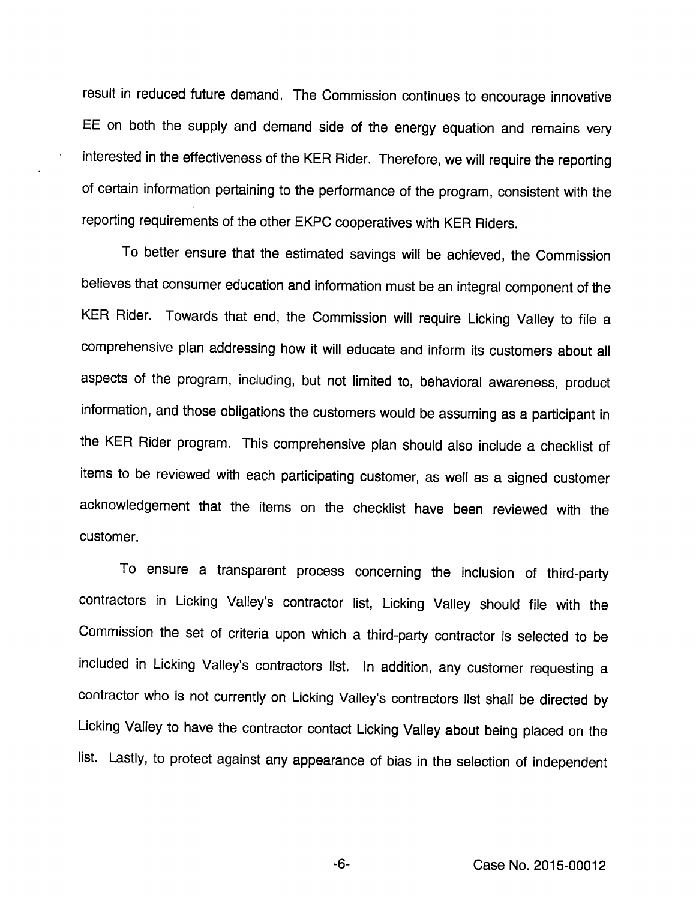result in reduced future demand. The Commission continues to encourage innovative EE on both the supply and demand side of the energy equation and remains very interested in the effectiveness of the KER Rider. Therefore, we will require the reporting of certain information pertaining to the performance of the program, consistent with the reporting requirements of the other EKPC cooperatives with KER Riders.

To better ensure that the estimated savings will be achieved, the Commission believes that consumer education and information must be an integral component of the KER Rider. Towards that end, the Commission will require Licking Valley to file a comprehensive plan addressing how it will educate and inform its customers about all aspects of the program, including, but not limited to, behavioral awareness, product information, and those obligations the customers would be assuming as a participant in the KER Rider program. This comprehensive plan should also include a checklist of items to be reviewed with each participating customer, as well as a signed customer acknowledgement that the items on the checklist have been reviewed with the customer.

To ensure a transparent process concerning the inclusion of third-party contractors in Licking Valley's contractor list, Licking Valley should file with the Commission the set of criteria upon which a third-party contractor is selected to be included in Licking Valley's contractors list. In addition, any customer requesting a contractor who is not currently on Licking Valley's contractors list shall be directed by Licking Valley to have the contractor contact Licking Valley about being placed on the list. Lastly, to protect against any appearance of bias in the selection of independent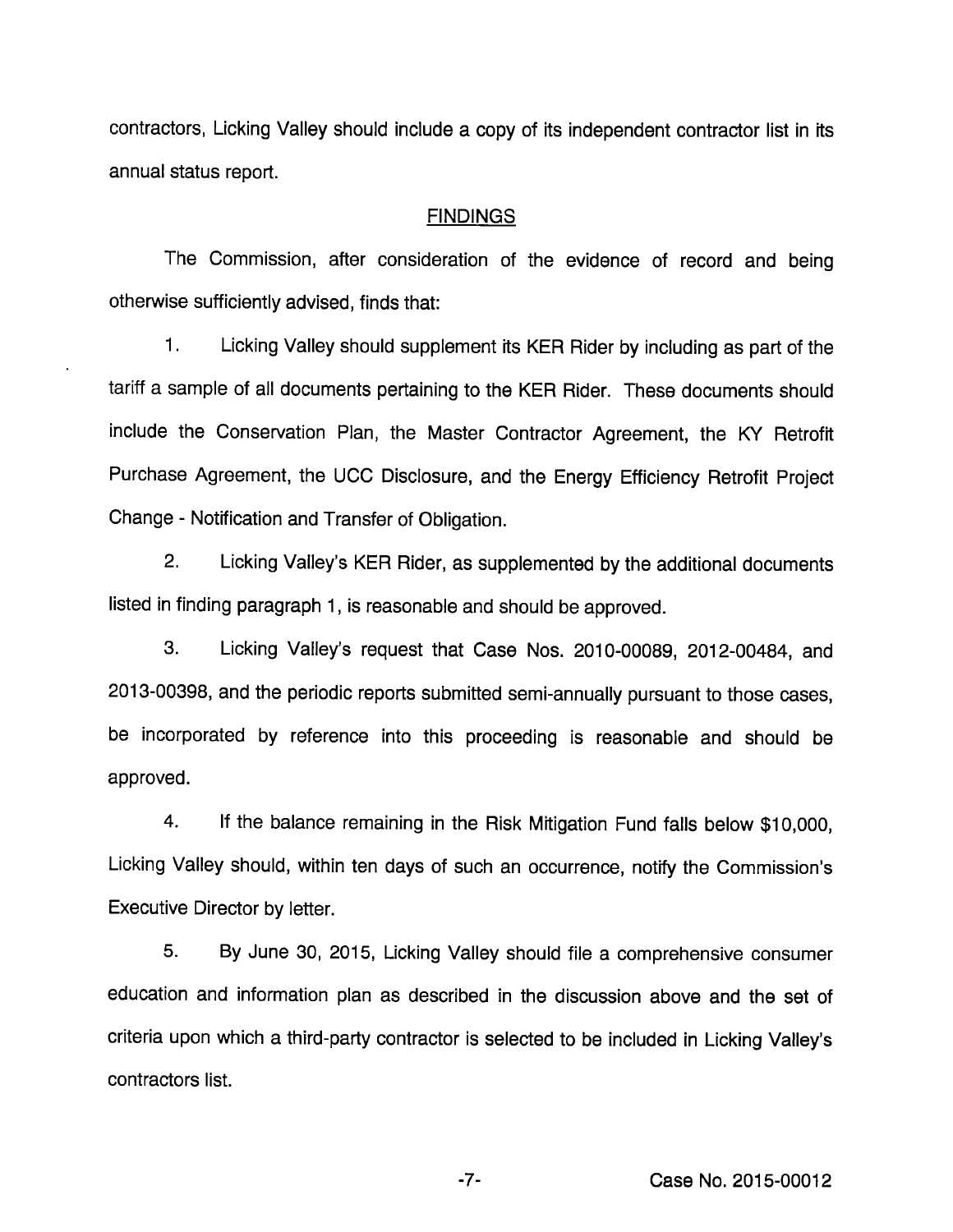contractors, Licking Valley should include a copy of its independent contractor list in its annual status report.

## FINDINGS

The Commission, after consideration of the evidence of record and being otherwise sufficiently advised, finds that:

1. Licking Valley should supplement its KER Rider by including as part of the tariff a sample of all documents pertaining to the KER Rider. These documents should include the Conservation Plan, the Master Contractor Agreement, the KY Retrofit Purchase Agreement, the UCC Disclosure, and the Energy Efficiency Retrofit Project Change - Notification and Transfer of Obligation.

2. Licking Valley's KER Rider, as supplemented by the additional documents listed in finding paragraph 1, is reasonable and should be approved.

3. Licking Valley's request that Case Nos. 2010-00089, 2012-00484, and 2013-00398, and the periodic reports submitted semi-annually pursuant to those cases, be incorporated by reference into this proceeding is reasonable and should be approved.

4. If the balance remaining in the Risk Mitigation Fund falls below $10,000, Licking Valley should, within ten days of such an occurrence, notify the Commission's Executive Director by letter.

5. By June 30, 2015, Licking Valley should file a comprehensive consumer education and information plan as described in the discussion above and the set of criteria upon which a third-party contractor is selected to be included in Licking Valley's contractors list.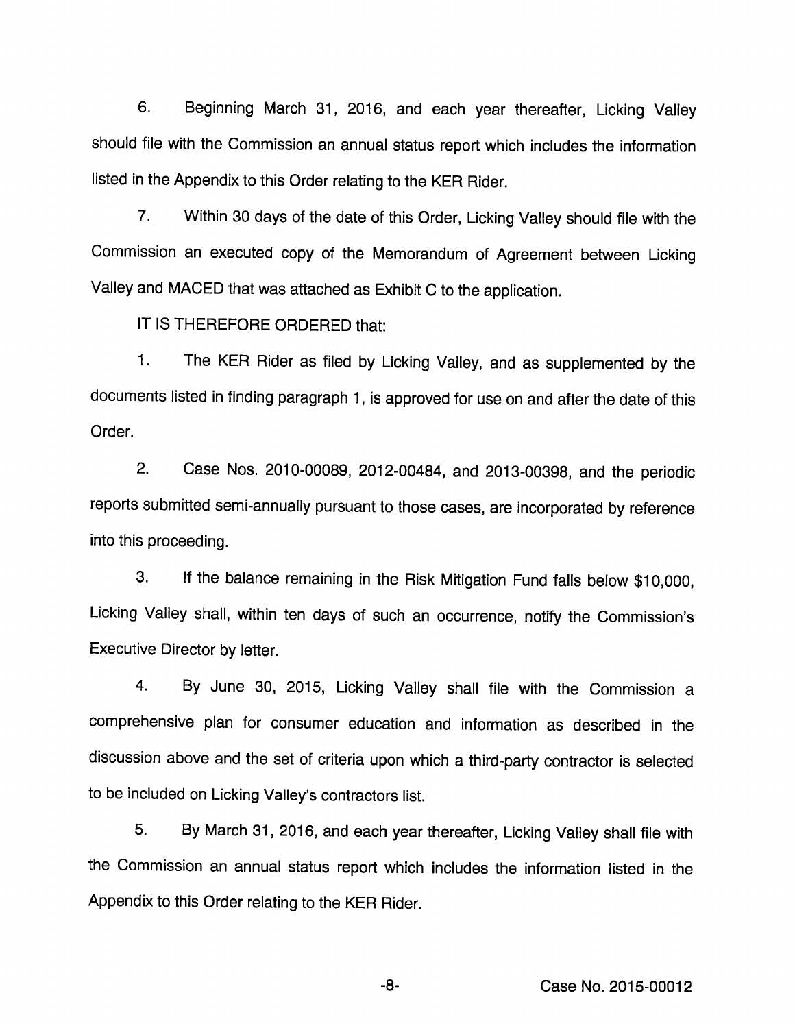6. Beginning March 31, 2016, and each year thereafter, Licking Valley should file with the Commission an annual status report which includes the information listed in the Appendix to this Order relating to the KER Rider.

7. Within 30 days of the date of this Order, Licking Valley should file with the Commission an executed copy of the Memorandum of Agreement between Licking Valley and MACED that was attached as Exhibit C to the application.

IT IS THEREFORE ORDERED that:

1. The KER Rider as filed by Licking Valley, and as supplemented by the documents listed in finding paragraph 1, is approved for use on and after the date of this Order.

2. Case Nos. 2010-00089, 2012-00484, and 2013-00398, and the periodic reports submitted semi-annually pursuant to those cases, are incorporated by reference into this proceeding.

3. If the balance remaining in the Risk Mitigation Fund falls below $10,000, Licking Valley shall, within ten days of such an occurrence, notify the Commission's Executive Director by letter.

4. By June 30, 2015, Licking Valley shall file with the Commission a comprehensive plan for consumer education and information as described in the discussion above and the set of criteria upon which a third-party contractor is selected to be included on Licking Valley's contractors list.

5. By March 31, 2016, and each year thereafter, Licking Valley shall file with the Commission an annual status report which includes the information listed in the Appendix to this Order relating to the KER Rider.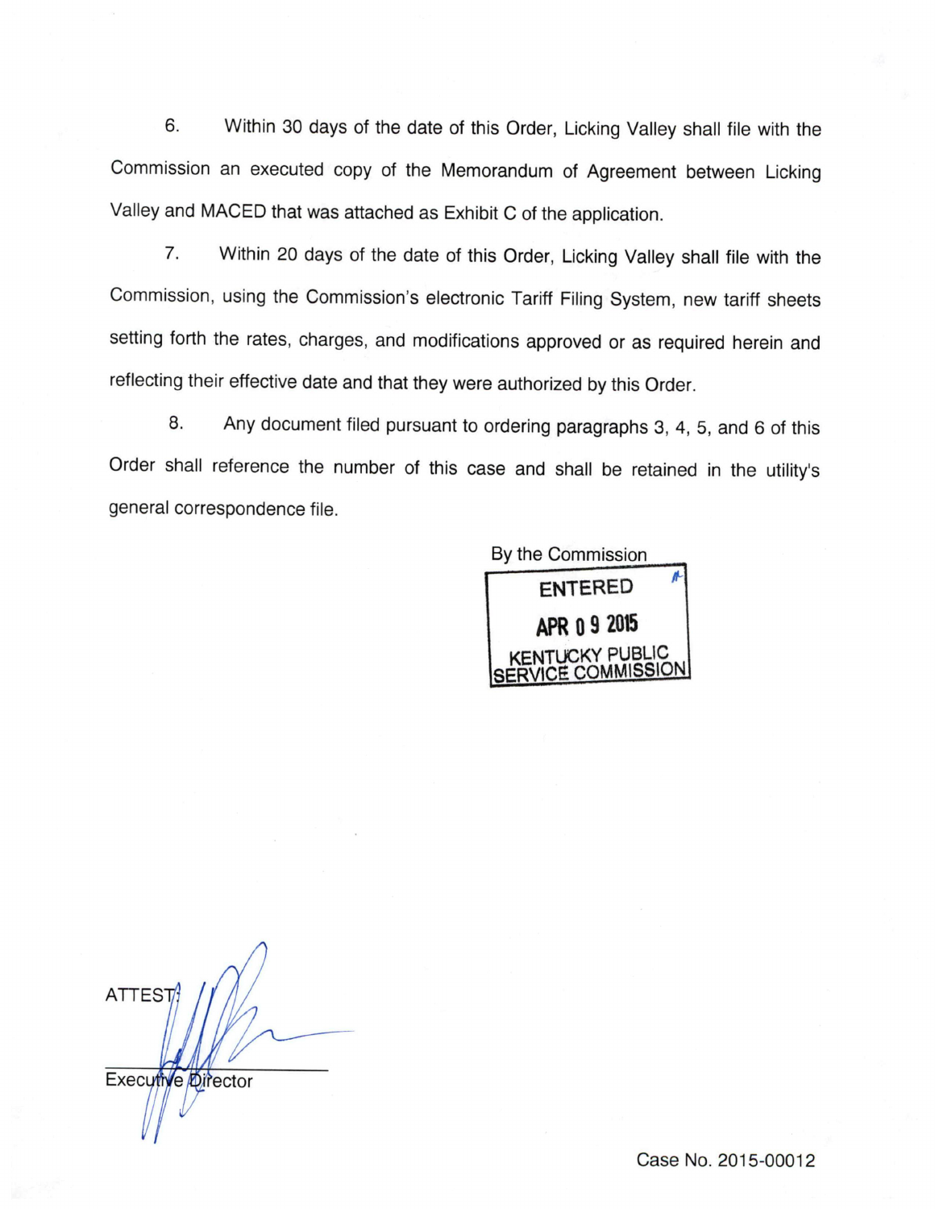6. Within 30 days of the date of this Order, Licking Valley shall file with the Commission an executed copy of the Memorandum of Agreement between Licking Valley and MACED that was attached as Exhibit C of the application.

7. Within 20 days of the date of this Order, Licking Valley shall file with the Commission, using the Commission's electronic Tariff Filing System, new tariff sheets setting forth the rates, charges, and modifications approved or as required herein and reflecting their effective date and that they were authorized by this Order.

8. Any document filed pursuant to ordering paragraphs 3, 4, 5, and 6 of this Order shall reference the number of this case and shall be retained in the utility's general correspondence file.

By the Commission

ENTERED

APR 09 2015

KENTUCKY PUBLIC SERVICE COMMISSION

ATTEST:

Executive Director

Case No. 2015-00012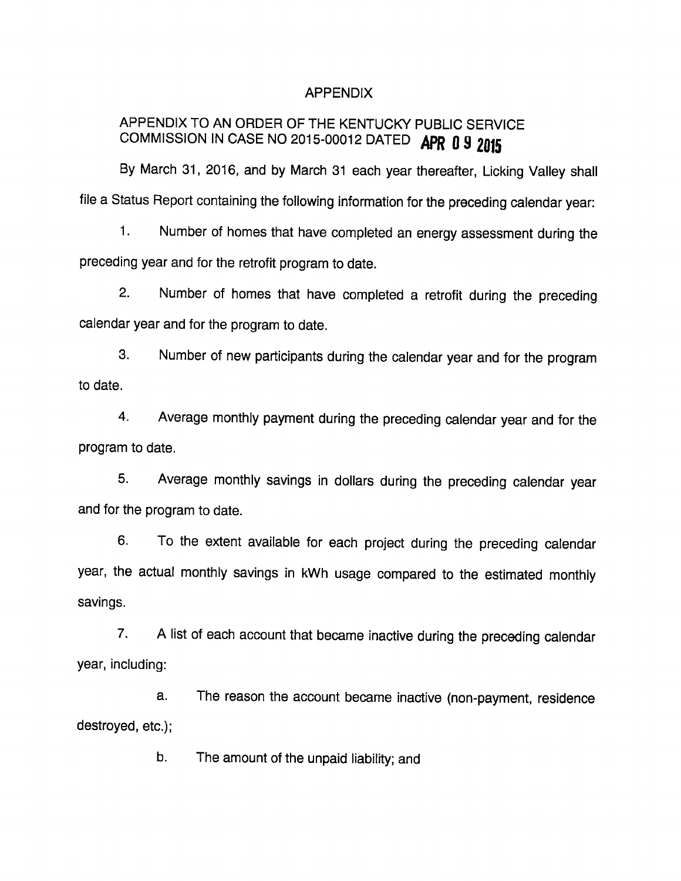# APPENDIX

## APPENDIX TO AN ORDER OF THE KENTUCKY PUBLIC SERVICE COMMISSION IN CASE NO 2015-00012 DATED APR 09 2015

By March 31, 2016, and by March 31 each year thereafter, Licking Valley shall file a Status Report containing the following information for the preceding calendar year:

1. Number of homes that have completed an energy assessment during the preceding year and for the retrofit program to date.

2. Number of homes that have completed a retrofit during the preceding calendar year and for the program to date.

3. Number of new participants during the calendar year and for the program to date.

4. Average monthly payment during the preceding calendar year and for the program to date.

5. Average monthly savings in dollars during the preceding calendar year and for the program to date.

6. To the extent available for each project during the preceding calendar year, the actual monthly savings in kWh usage compared to the estimated monthly savings.

7. A list of each account that became inactive during the preceding calendar year, including:

    a. The reason the account became inactive (non-payment, residence destroyed, etc.);

    b. The amount of the unpaid liability; and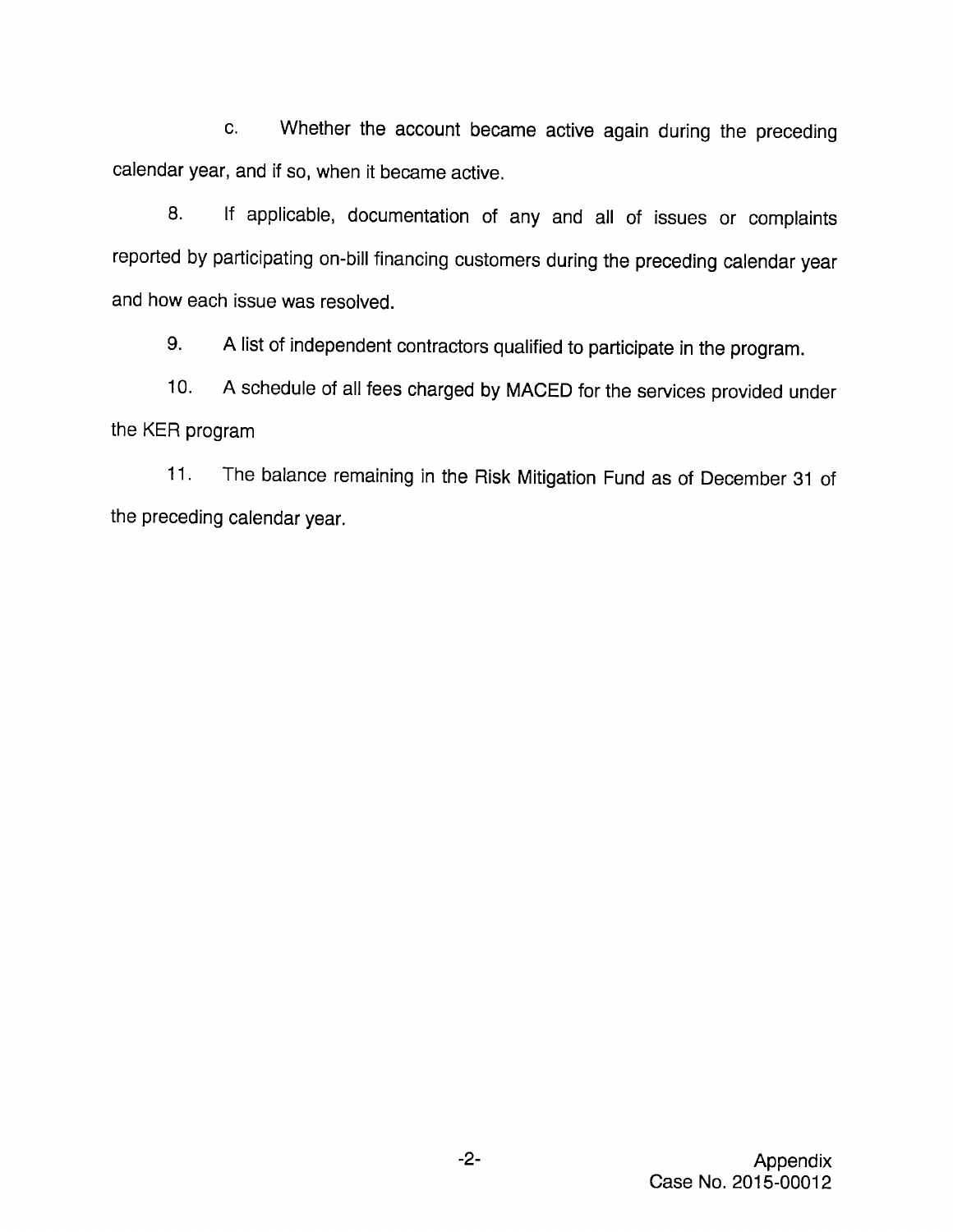c. Whether the account became active again during the preceding calendar year, and if so, when it became active.

8. If applicable, documentation of any and all of issues or complaints reported by participating on-bill financing customers during the preceding calendar year and how each issue was resolved.

9. A list of independent contractors qualified to participate in the program.

10. A schedule of all fees charged by MACED for the services provided under the KER program

11. The balance remaining in the Risk Mitigation Fund as of December 31 of the preceding calendar year.

Appendix
Case No. 2015-00012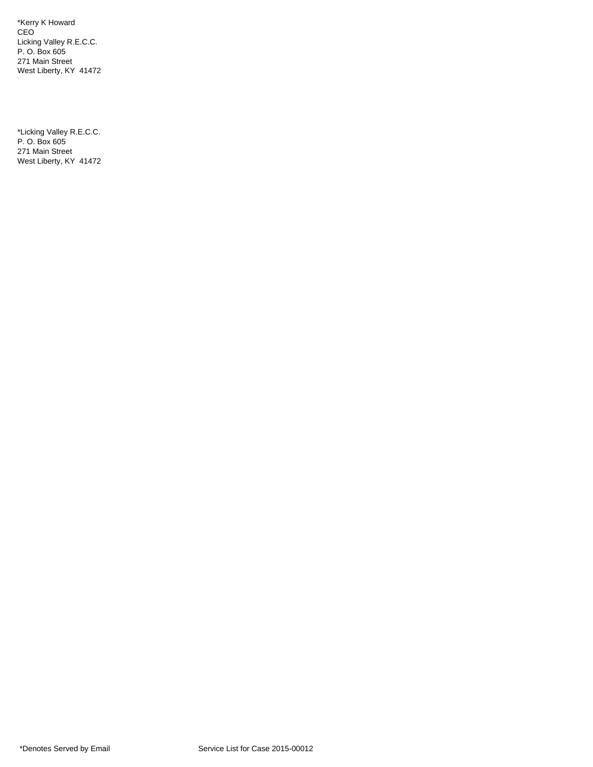*Kerry K Howard
CEO
Licking Valley R.E.C.C.
P. O. Box 605
271 Main Street
West Liberty, KY  41472

*Licking Valley R.E.C.C.
P. O. Box 605
271 Main Street
West Liberty, KY  41472

*Denotes Served by Email

Service List for Case 2015-00012